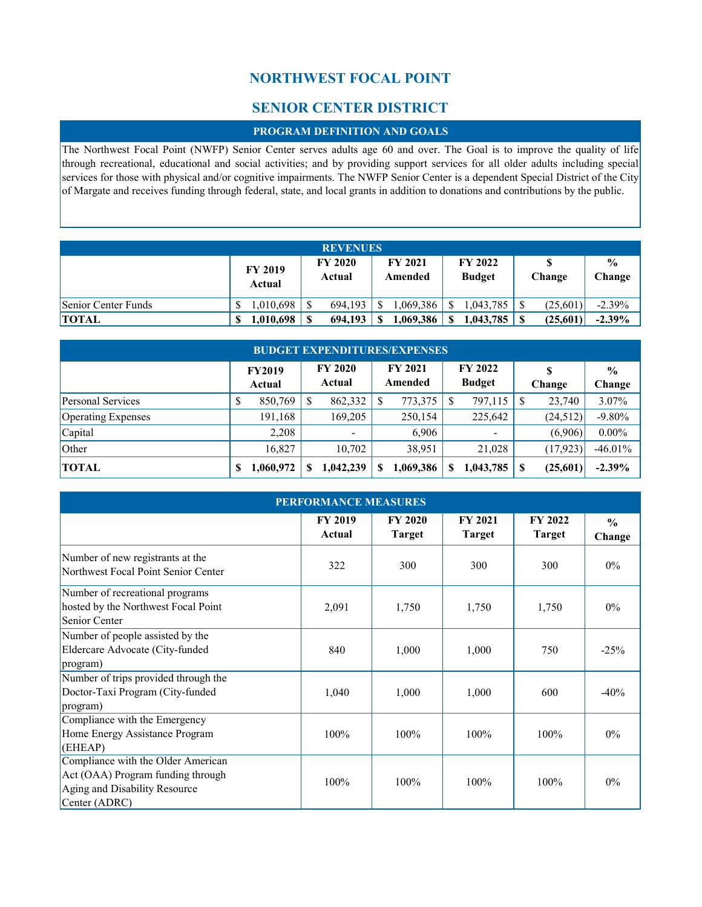# NORTHWEST FOCAL POINT

# SENIOR CENTER DISTRICT

## PROGRAM DEFINITION AND GOALS

The Northwest Focal Point (NWFP) Senior Center serves adults age 60 and over. The Goal is to improve the quality of life through recreational, educational and social activities; and by providing support services for all older adults including special services for those with physical and/or cognitive impairments. The NWFP Senior Center is a dependent Special District of the City of Margate and receives funding through federal, state, and local grants in addition to donations and contributions by the public.

## REVENUES

| | FY 2019 Actual | FY 2020 Actual | FY 2021 Amended | FY 2022 Budget | $ Change | % Change |
|---|---|---|---|---|---|---|
| Senior Center Funds | $ 1,010,698 | $ 694,193 | $ 1,069,386 | $ 1,043,785 | $ (25,601) | -2.39% |
| **TOTAL** | **$ 1,010,698** | **$ 694,193** | **$ 1,069,386** | **$ 1,043,785** | **$ (25,601)** | **-2.39%** |

## BUDGET EXPENDITURES/EXPENSES

| | FY2019 Actual | FY 2020 Actual | FY 2021 Amended | FY 2022 Budget | $ Change | % Change |
|---|---|---|---|---|---|---|
| Personal Services | $ 850,769 | $ 862,332 | $ 773,375 | $ 797,115 | $ 23,740 | 3.07% |
| Operating Expenses | 191,168 | 169,205 | 250,154 | 225,642 | (24,512) | -9.80% |
| Capital | 2,208 | - | 6,906 | - | (6,906) | 0.00% |
| Other | 16,827 | 10,702 | 38,951 | 21,028 | (17,923) | -46.01% |
| **TOTAL** | **$ 1,060,972** | **$ 1,042,239** | **$ 1,069,386** | **$ 1,043,785** | **$ (25,601)** | **-2.39%** |

## PERFORMANCE MEASURES

| | FY 2019 Actual | FY 2020 Target | FY 2021 Target | FY 2022 Target | % Change |
|---|---|---|---|---|---|
| Number of new registrants at the Northwest Focal Point Senior Center | 322 | 300 | 300 | 300 | 0% |
| Number of recreational programs hosted by the Northwest Focal Point Senior Center | 2,091 | 1,750 | 1,750 | 1,750 | 0% |
| Number of people assisted by the Eldercare Advocate (City-funded program) | 840 | 1,000 | 1,000 | 750 | -25% |
| Number of trips provided through the Doctor-Taxi Program (City-funded program) | 1,040 | 1,000 | 1,000 | 600 | -40% |
| Compliance with the Emergency Home Energy Assistance Program (EHEAP) | 100% | 100% | 100% | 100% | 0% |
| Compliance with the Older American Act (OAA) Program funding through Aging and Disability Resource Center (ADRC) | 100% | 100% | 100% | 100% | 0% |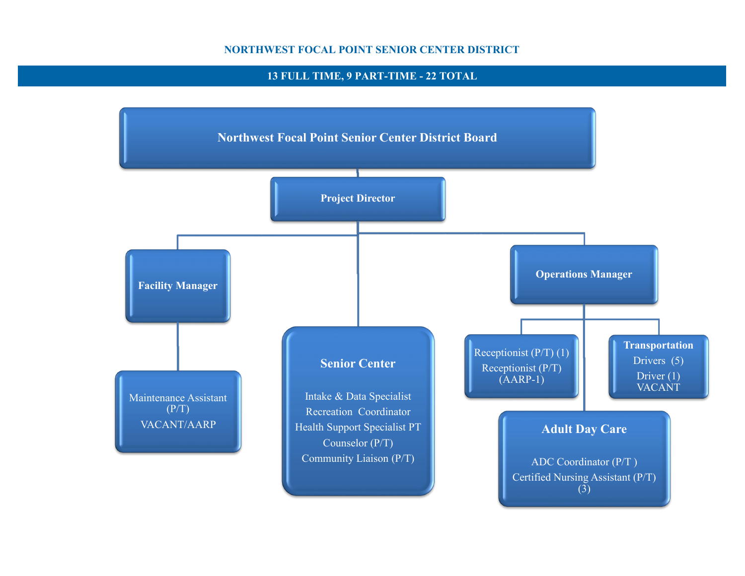# NORTHWEST FOCAL POINT SENIOR CENTER DISTRICT

**13 FULL TIME, 9 PART-TIME - 22 TOTAL**

- **Northwest Focal Point Senior Center District Board**
  - **Project Director**
    - **Facility Manager**
      - Maintenance Assistant (P/T)
        VACANT/AARP
    - **Senior Center**
      - Intake & Data Specialist
      - Recreation Coordinator
      - Health Support Specialist PT
      - Counselor (P/T)
      - Community Liaison (P/T)
    - **Operations Manager**
      - Receptionist (P/T) (1)
        Receptionist (P/T) (AARP-1)
      - **Transportation**
        - Drivers (5)
        - Driver (1) VACANT
      - **Adult Day Care**
        - ADC Coordinator (P/T )
        - Certified Nursing Assistant (P/T) (3)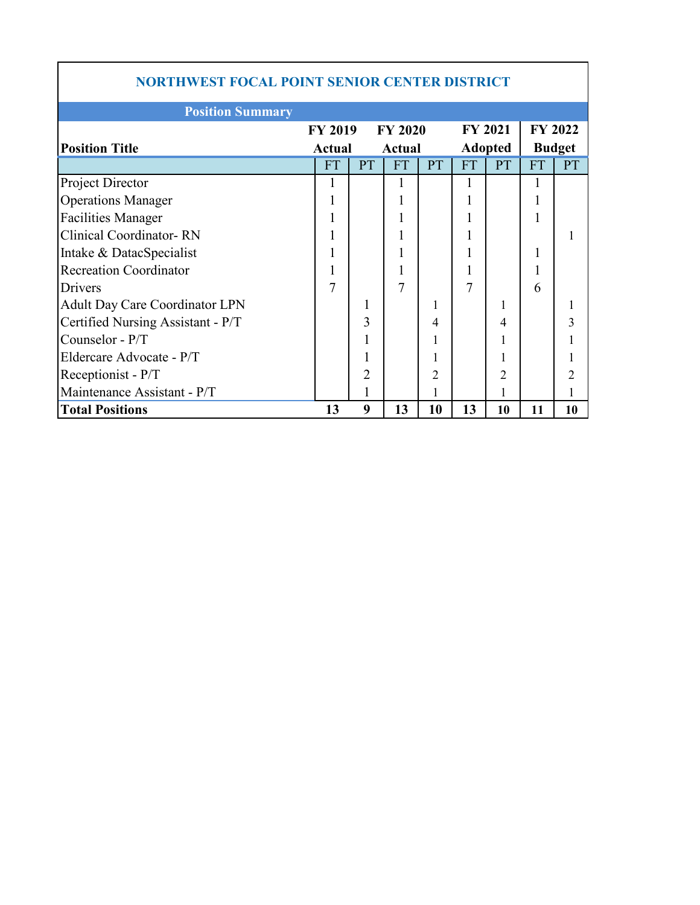## NORTHWEST FOCAL POINT SENIOR CENTER DISTRICT

### Position Summary

| Position Title | FY 2019 Actual | | FY 2020 Actual | | FY 2021 Adopted | | FY 2022 Budget | |
|---|---|---|---|---|---|---|---|---|
| | FT | PT | FT | PT | FT | PT | FT | PT |
| Project Director | 1 | | 1 | | 1 | | 1 | |
| Operations Manager | 1 | | 1 | | 1 | | 1 | |
| Facilities Manager | 1 | | 1 | | 1 | | 1 | |
| Clinical Coordinator- RN | 1 | | 1 | | 1 | | | 1 |
| Intake & DatacSpecialist | 1 | | 1 | | 1 | | 1 | |
| Recreation Coordinator | 1 | | 1 | | 1 | | 1 | |
| Drivers | 7 | | 7 | | 7 | | 6 | |
| Adult Day Care Coordinator LPN | | 1 | | 1 | | 1 | | 1 |
| Certified Nursing Assistant - P/T | | 3 | | 4 | | 4 | | 3 |
| Counselor - P/T | | 1 | | 1 | | 1 | | 1 |
| Eldercare Advocate - P/T | | 1 | | 1 | | 1 | | 1 |
| Receptionist - P/T | | 2 | | 2 | | 2 | | 2 |
| Maintenance Assistant - P/T | | 1 | | 1 | | 1 | | 1 |
| **Total Positions** | **13** | **9** | **13** | **10** | **13** | **10** | **11** | **10** |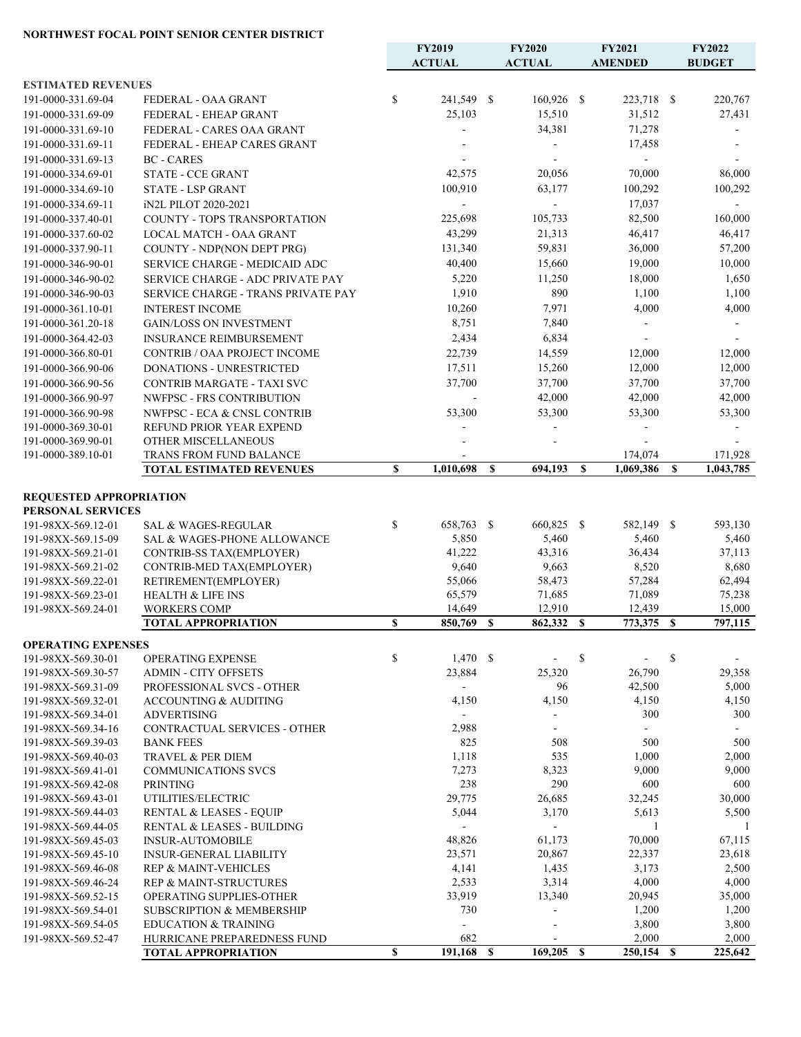**NORTHWEST FOCAL POINT SENIOR CENTER DISTRICT**

| | | FY2019 ACTUAL | FY2020 ACTUAL | FY2021 AMENDED | FY2022 BUDGET |
|---|---|---|---|---|---|
| **ESTIMATED REVENUES** | | | | | |
| 191-0000-331.69-04 | FEDERAL - OAA GRANT | $ 241,549 | $ 160,926 | $ 223,718 | $ 220,767 |
| 191-0000-331.69-09 | FEDERAL - EHEAP GRANT | 25,103 | 15,510 | 31,512 | 27,431 |
| 191-0000-331.69-10 | FEDERAL - CARES OAA GRANT | - | 34,381 | 71,278 | - |
| 191-0000-331.69-11 | FEDERAL - EHEAP CARES GRANT | - | - | 17,458 | - |
| 191-0000-331.69-13 | BC - CARES | - | - | - | - |
| 191-0000-334.69-01 | STATE - CCE GRANT | 42,575 | 20,056 | 70,000 | 86,000 |
| 191-0000-334.69-10 | STATE - LSP GRANT | 100,910 | 63,177 | 100,292 | 100,292 |
| 191-0000-334.69-11 | iN2L PILOT 2020-2021 | - | - | 17,037 | - |
| 191-0000-337.40-01 | COUNTY - TOPS TRANSPORTATION | 225,698 | 105,733 | 82,500 | 160,000 |
| 191-0000-337.60-02 | LOCAL MATCH - OAA GRANT | 43,299 | 21,313 | 46,417 | 46,417 |
| 191-0000-337.90-11 | COUNTY - NDP(NON DEPT PRG) | 131,340 | 59,831 | 36,000 | 57,200 |
| 191-0000-346-90-01 | SERVICE CHARGE - MEDICAID ADC | 40,400 | 15,660 | 19,000 | 10,000 |
| 191-0000-346-90-02 | SERVICE CHARGE - ADC PRIVATE PAY | 5,220 | 11,250 | 18,000 | 1,650 |
| 191-0000-346-90-03 | SERVICE CHARGE - TRANS PRIVATE PAY | 1,910 | 890 | 1,100 | 1,100 |
| 191-0000-361.10-01 | INTEREST INCOME | 10,260 | 7,971 | 4,000 | 4,000 |
| 191-0000-361.20-18 | GAIN/LOSS ON INVESTMENT | 8,751 | 7,840 | - | - |
| 191-0000-364.42-03 | INSURANCE REIMBURSEMENT | 2,434 | 6,834 | - | - |
| 191-0000-366.80-01 | CONTRIB / OAA PROJECT INCOME | 22,739 | 14,559 | 12,000 | 12,000 |
| 191-0000-366.90-06 | DONATIONS - UNRESTRICTED | 17,511 | 15,260 | 12,000 | 12,000 |
| 191-0000-366.90-56 | CONTRIB MARGATE - TAXI SVC | 37,700 | 37,700 | 37,700 | 37,700 |
| 191-0000-366.90-97 | NWFPSC - FRS CONTRIBUTION | - | 42,000 | 42,000 | 42,000 |
| 191-0000-366.90-98 | NWFPSC - ECA & CNSL CONTRIB | 53,300 | 53,300 | 53,300 | 53,300 |
| 191-0000-369.30-01 | REFUND PRIOR YEAR EXPEND | - | - | - | - |
| 191-0000-369.90-01 | OTHER MISCELLANEOUS | - | - | - | - |
| 191-0000-389.10-01 | TRANS FROM FUND BALANCE | - | | 174,074 | 171,928 |
| | **TOTAL ESTIMATED REVENUES** | **$ 1,010,698** | **$ 694,193** | **$ 1,069,386** | **$ 1,043,785** |
| **REQUESTED APPROPRIATION** | | | | | |
| **PERSONAL SERVICES** | | | | | |
| 191-98XX-569.12-01 | SAL & WAGES-REGULAR | $ 658,763 | $ 660,825 | $ 582,149 | $ 593,130 |
| 191-98XX-569.15-09 | SAL & WAGES-PHONE ALLOWANCE | 5,850 | 5,460 | 5,460 | 5,460 |
| 191-98XX-569.21-01 | CONTRIB-SS TAX(EMPLOYER) | 41,222 | 43,316 | 36,434 | 37,113 |
| 191-98XX-569.21-02 | CONTRIB-MED TAX(EMPLOYER) | 9,640 | 9,663 | 8,520 | 8,680 |
| 191-98XX-569.22-01 | RETIREMENT(EMPLOYER) | 55,066 | 58,473 | 57,284 | 62,494 |
| 191-98XX-569.23-01 | HEALTH & LIFE INS | 65,579 | 71,685 | 71,089 | 75,238 |
| 191-98XX-569.24-01 | WORKERS COMP | 14,649 | 12,910 | 12,439 | 15,000 |
| | **TOTAL APPROPRIATION** | **$ 850,769** | **$ 862,332** | **$ 773,375** | **$ 797,115** |
| **OPERATING EXPENSES** | | | | | |
| 191-98XX-569.30-01 | OPERATING EXPENSE | $ 1,470 | $ - | $ - | $ - |
| 191-98XX-569.30-57 | ADMIN - CITY OFFSETS | 23,884 | 25,320 | 26,790 | 29,358 |
| 191-98XX-569.31-09 | PROFESSIONAL SVCS - OTHER | - | 96 | 42,500 | 5,000 |
| 191-98XX-569.32-01 | ACCOUNTING & AUDITING | 4,150 | 4,150 | 4,150 | 4,150 |
| 191-98XX-569.34-01 | ADVERTISING | - | - | 300 | 300 |
| 191-98XX-569.34-16 | CONTRACTUAL SERVICES - OTHER | 2,988 | - | - | - |
| 191-98XX-569.39-03 | BANK FEES | 825 | 508 | 500 | 500 |
| 191-98XX-569.40-03 | TRAVEL & PER DIEM | 1,118 | 535 | 1,000 | 2,000 |
| 191-98XX-569.41-01 | COMMUNICATIONS SVCS | 7,273 | 8,323 | 9,000 | 9,000 |
| 191-98XX-569.42-08 | PRINTING | 238 | 290 | 600 | 600 |
| 191-98XX-569.43-01 | UTILITIES/ELECTRIC | 29,775 | 26,685 | 32,245 | 30,000 |
| 191-98XX-569.44-03 | RENTAL & LEASES - EQUIP | 5,044 | 3,170 | 5,613 | 5,500 |
| 191-98XX-569.44-05 | RENTAL & LEASES - BUILDING | - | - | 1 | 1 |
| 191-98XX-569.45-03 | INSUR-AUTOMOBILE | 48,826 | 61,173 | 70,000 | 67,115 |
| 191-98XX-569.45-10 | INSUR-GENERAL LIABILITY | 23,571 | 20,867 | 22,337 | 23,618 |
| 191-98XX-569.46-08 | REP & MAINT-VEHICLES | 4,141 | 1,435 | 3,173 | 2,500 |
| 191-98XX-569.46-24 | REP & MAINT-STRUCTURES | 2,533 | 3,314 | 4,000 | 4,000 |
| 191-98XX-569.52-15 | OPERATING SUPPLIES-OTHER | 33,919 | 13,340 | 20,945 | 35,000 |
| 191-98XX-569.54-01 | SUBSCRIPTION & MEMBERSHIP | 730 | - | 1,200 | 1,200 |
| 191-98XX-569.54-05 | EDUCATION & TRAINING | - | - | 3,800 | 3,800 |
| 191-98XX-569.52-47 | HURRICANE PREPAREDNESS FUND | 682 | - | 2,000 | 2,000 |
| | **TOTAL APPROPRIATION** | **$ 191,168** | **$ 169,205** | **$ 250,154** | **$ 225,642** |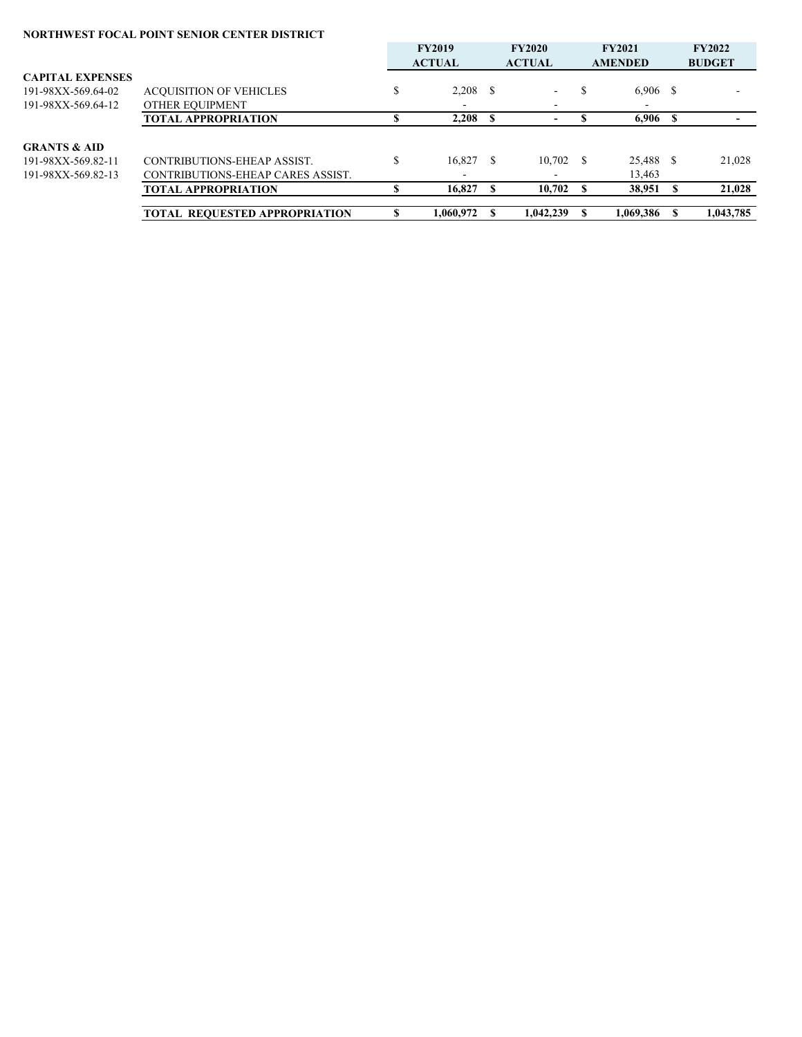**NORTHWEST FOCAL POINT SENIOR CENTER DISTRICT**

| | | FY2019 ACTUAL | FY2020 ACTUAL | FY2021 AMENDED | FY2022 BUDGET |
|---|---|---|---|---|---|
| **CAPITAL EXPENSES** | | | | | |
| 191-98XX-569.64-02 | ACQUISITION OF VEHICLES | $ 2,208 | $ - | $ 6,906 | $ - |
| 191-98XX-569.64-12 | OTHER EQUIPMENT | - | - | - | |
| | **TOTAL APPROPRIATION** | **$ 2,208** | **$ -** | **$ 6,906** | **$ -** |
| **GRANTS & AID** | | | | | |
| 191-98XX-569.82-11 | CONTRIBUTIONS-EHEAP ASSIST. | $ 16,827 | $ 10,702 | $ 25,488 | $ 21,028 |
| 191-98XX-569.82-13 | CONTRIBUTIONS-EHEAP CARES ASSIST. | - | - | 13,463 | |
| | **TOTAL APPROPRIATION** | **$ 16,827** | **$ 10,702** | **$ 38,951** | **$ 21,028** |
| | **TOTAL REQUESTED APPROPRIATION** | **$ 1,060,972** | **$ 1,042,239** | **$ 1,069,386** | **$ 1,043,785** |